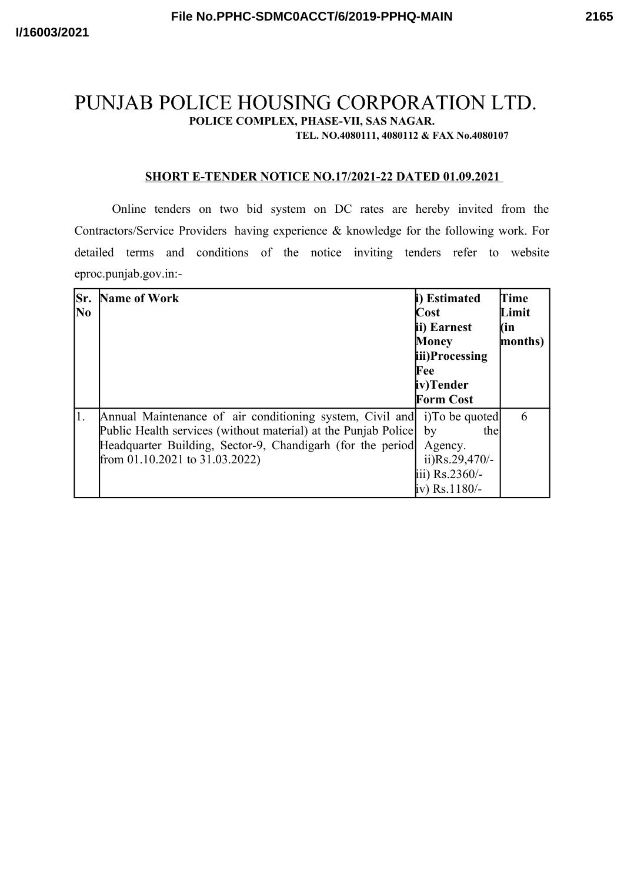# PUNJAB POLICE HOUSING CORPORATION LTD.

**POLICE COMPLEX, PHASE-VII, SAS NAGAR.**

**TEL. NO.4080111, 4080112 & FAX No.4080107**

**SHORT E-TENDER NOTICE NO.17/2021-22 DATED 01.09.2021**

Online tenders on two bid system on DC rates are hereby invited from the Contractors/Service Providers having experience & knowledge for the following work. For detailed terms and conditions of the notice inviting tenders refer to website eproc.punjab.gov.in:-

| Sr. No | Name of Work | i) Estimated Cost<br>ii) Earnest Money<br>iii)Processing Fee<br>iv)Tender Form Cost | Time Limit (in months) |
|---|---|---|---|
| 1. | Annual Maintenance of air conditioning system, Civil and Public Health services (without material) at the Punjab Police Headquarter Building, Sector-9, Chandigarh (for the period from 01.10.2021 to 31.03.2022) | i)To be quoted by the Agency.<br>ii)Rs.29,470/-<br>iii) Rs.2360/-<br>iv) Rs.1180/- | 6 |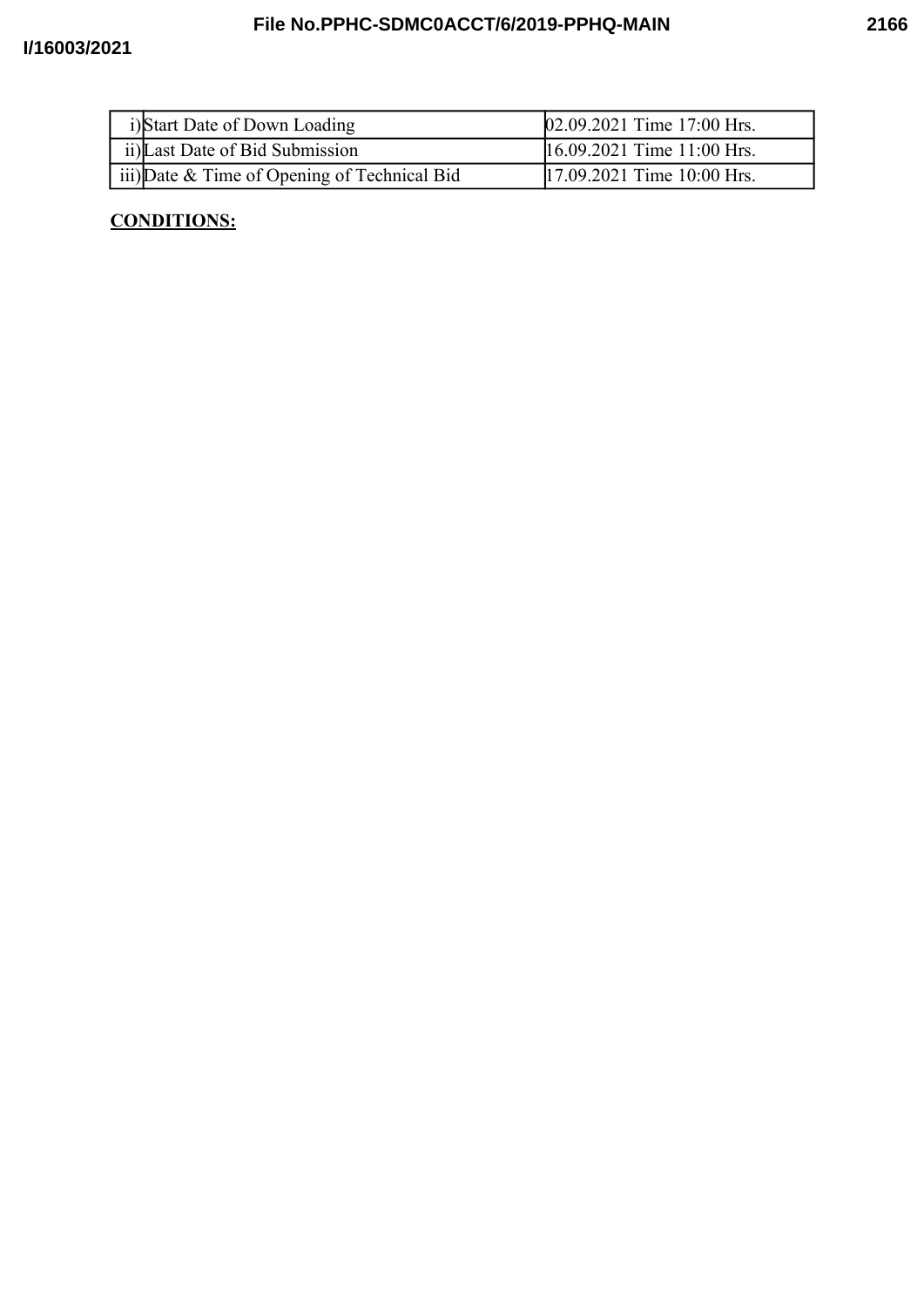| | | |
|---|---|---|
| i) | Start Date of Down Loading | 02.09.2021 Time 17:00 Hrs. |
| ii) | Last Date of Bid Submission | 16.09.2021 Time 11:00 Hrs. |
| iii) | Date & Time of Opening of Technical Bid | 17.09.2021 Time 10:00 Hrs. |

**CONDITIONS:**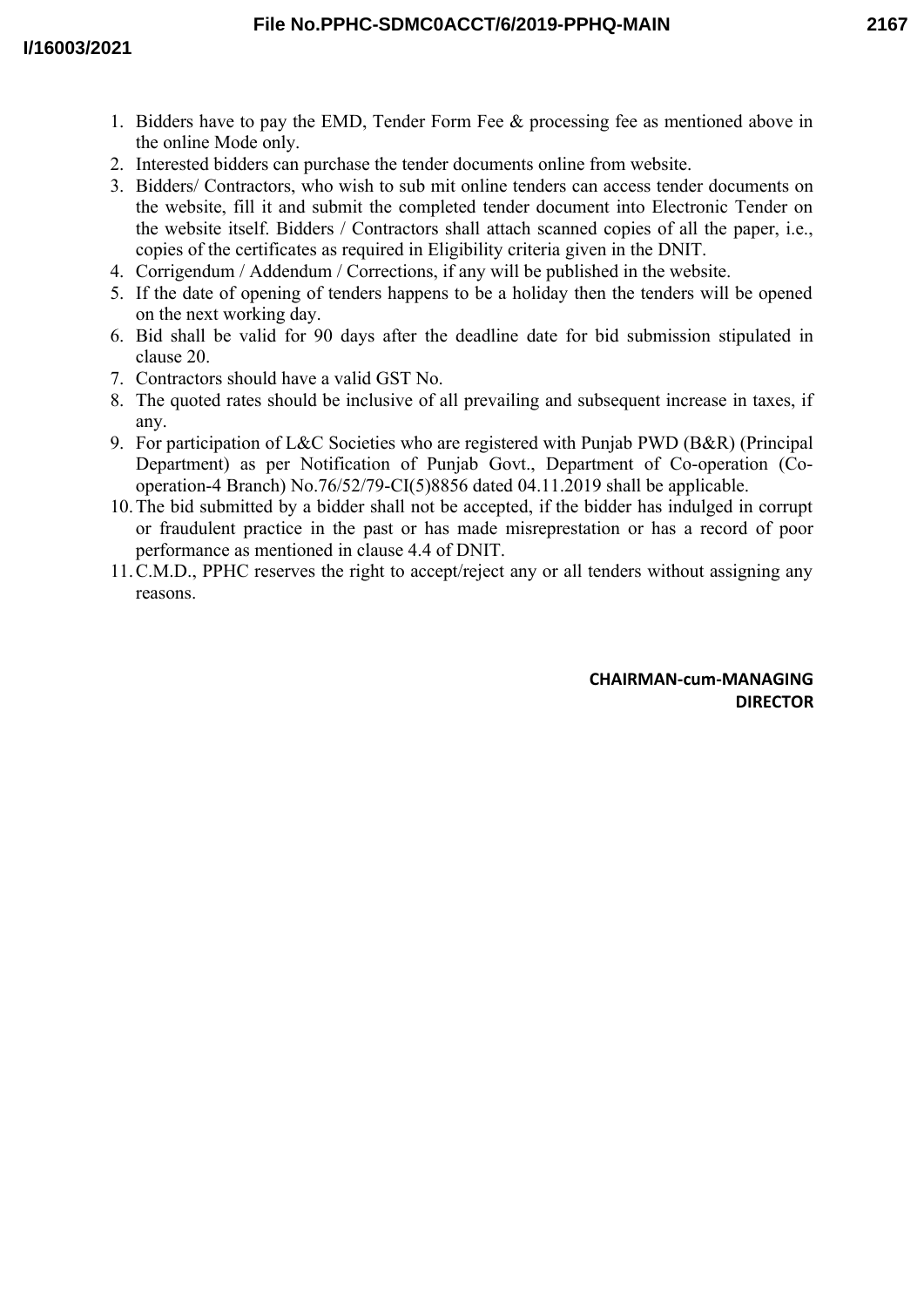1. Bidders have to pay the EMD, Tender Form Fee & processing fee as mentioned above in the online Mode only.
2. Interested bidders can purchase the tender documents online from website.
3. Bidders/ Contractors, who wish to sub mit online tenders can access tender documents on the website, fill it and submit the completed tender document into Electronic Tender on the website itself. Bidders / Contractors shall attach scanned copies of all the paper, i.e., copies of the certificates as required in Eligibility criteria given in the DNIT.
4. Corrigendum / Addendum / Corrections, if any will be published in the website.
5. If the date of opening of tenders happens to be a holiday then the tenders will be opened on the next working day.
6. Bid shall be valid for 90 days after the deadline date for bid submission stipulated in clause 20.
7. Contractors should have a valid GST No.
8. The quoted rates should be inclusive of all prevailing and subsequent increase in taxes, if any.
9. For participation of L&C Societies who are registered with Punjab PWD (B&R) (Principal Department) as per Notification of Punjab Govt., Department of Co-operation (Co-operation-4 Branch) No.76/52/79-CI(5)8856 dated 04.11.2019 shall be applicable.
10. The bid submitted by a bidder shall not be accepted, if the bidder has indulged in corrupt or fraudulent practice in the past or has made misreprestation or has a record of poor performance as mentioned in clause 4.4 of DNIT.
11. C.M.D., PPHC reserves the right to accept/reject any or all tenders without assigning any reasons.

**CHAIRMAN-cum-MANAGING DIRECTOR**